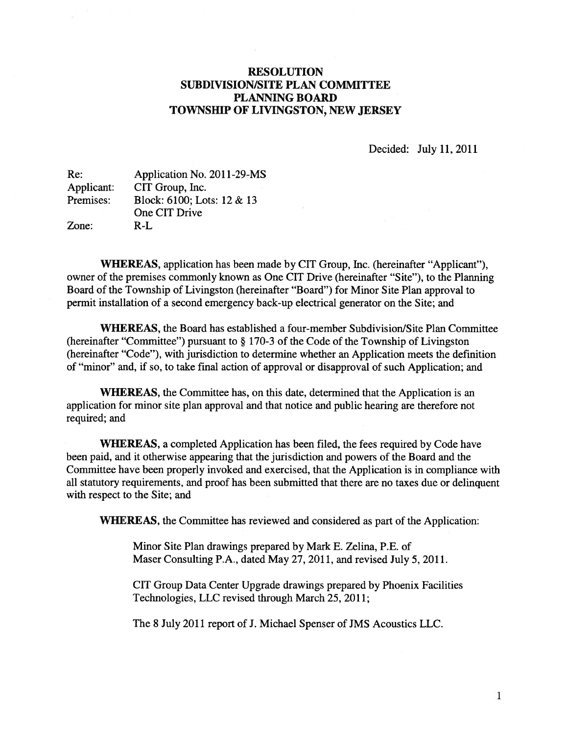# RESOLUTION
# SUBDIVISION/SITE PLAN COMMITTEE
# PLANNING BOARD
# TOWNSHIP OF LIVINGSTON, NEW JERSEY

Decided: July 11, 2011

| | |
|---|---|
| Re: | Application No. 2011-29-MS |
| Applicant: | CIT Group, Inc. |
| Premises: | Block: 6100; Lots: 12 & 13 |
| | One CIT Drive |
| Zone: | R-L |

**WHEREAS**, application has been made by CIT Group, Inc. (hereinafter "Applicant"), owner of the premises commonly known as One CIT Drive (hereinafter "Site"), to the Planning Board of the Township of Livingston (hereinafter "Board") for Minor Site Plan approval to permit installation of a second emergency back-up electrical generator on the Site; and

**WHEREAS**, the Board has established a four-member Subdivision/Site Plan Committee (hereinafter "Committee") pursuant to § 170-3 of the Code of the Township of Livingston (hereinafter "Code"), with jurisdiction to determine whether an Application meets the definition of "minor" and, if so, to take final action of approval or disapproval of such Application; and

**WHEREAS**, the Committee has, on this date, determined that the Application is an application for minor site plan approval and that notice and public hearing are therefore not required; and

**WHEREAS**, a completed Application has been filed, the fees required by Code have been paid, and it otherwise appearing that the jurisdiction and powers of the Board and the Committee have been properly invoked and exercised, that the Application is in compliance with all statutory requirements, and proof has been submitted that there are no taxes due or delinquent with respect to the Site; and

**WHEREAS**, the Committee has reviewed and considered as part of the Application:

> Minor Site Plan drawings prepared by Mark E. Zelina, P.E. of Maser Consulting P.A., dated May 27, 2011, and revised July 5, 2011.
>
> CIT Group Data Center Upgrade drawings prepared by Phoenix Facilities Technologies, LLC revised through March 25, 2011;
>
> The 8 July 2011 report of J. Michael Spenser of JMS Acoustics LLC.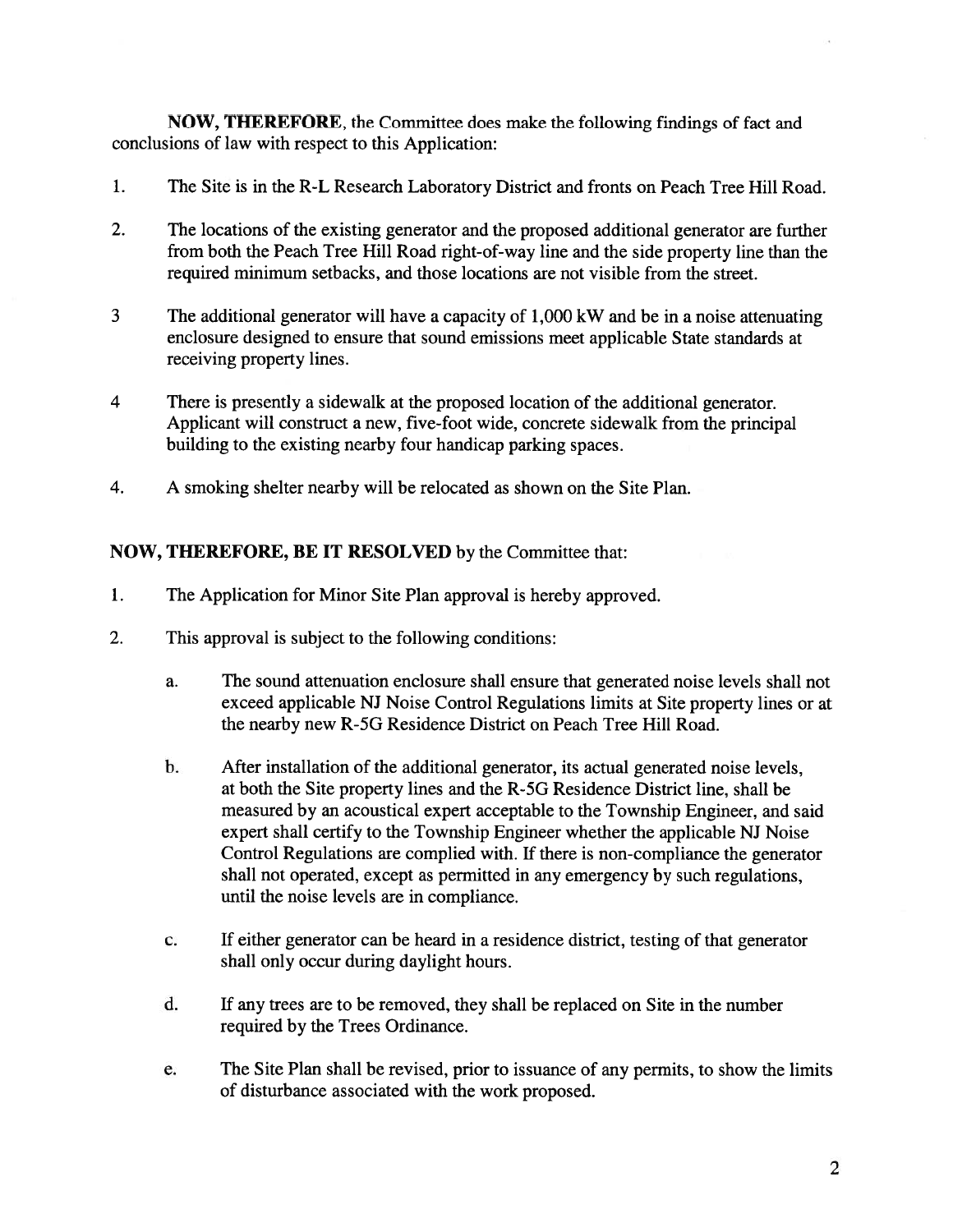**NOW, THEREFORE**, the Committee does make the following findings of fact and conclusions of law with respect to this Application:

1. The Site is in the R-L Research Laboratory District and fronts on Peach Tree Hill Road.

2. The locations of the existing generator and the proposed additional generator are further from both the Peach Tree Hill Road right-of-way line and the side property line than the required minimum setbacks, and those locations are not visible from the street.

3 The additional generator will have a capacity of 1,000 kW and be in a noise attenuating enclosure designed to ensure that sound emissions meet applicable State standards at receiving property lines.

4 There is presently a sidewalk at the proposed location of the additional generator. Applicant will construct a new, five-foot wide, concrete sidewalk from the principal building to the existing nearby four handicap parking spaces.

4. A smoking shelter nearby will be relocated as shown on the Site Plan.

**NOW, THEREFORE, BE IT RESOLVED** by the Committee that:

1. The Application for Minor Site Plan approval is hereby approved.

2. This approval is subject to the following conditions:

   a. The sound attenuation enclosure shall ensure that generated noise levels shall not exceed applicable NJ Noise Control Regulations limits at Site property lines or at the nearby new R-5G Residence District on Peach Tree Hill Road.

   b. After installation of the additional generator, its actual generated noise levels, at both the Site property lines and the R-5G Residence District line, shall be measured by an acoustical expert acceptable to the Township Engineer, and said expert shall certify to the Township Engineer whether the applicable NJ Noise Control Regulations are complied with. If there is non-compliance the generator shall not operated, except as permitted in any emergency by such regulations, until the noise levels are in compliance.

   c. If either generator can be heard in a residence district, testing of that generator shall only occur during daylight hours.

   d. If any trees are to be removed, they shall be replaced on Site in the number required by the Trees Ordinance.

   e. The Site Plan shall be revised, prior to issuance of any permits, to show the limits of disturbance associated with the work proposed.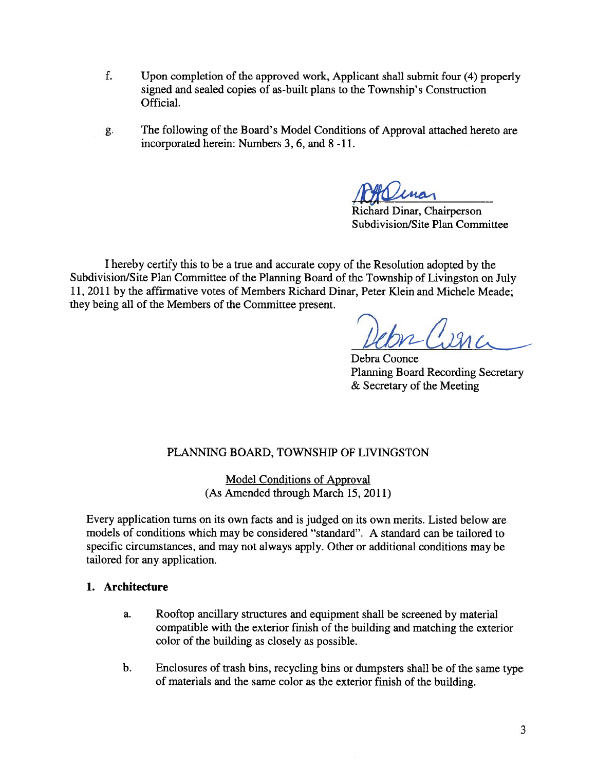f. Upon completion of the approved work, Applicant shall submit four (4) properly signed and sealed copies of as-built plans to the Township's Construction Official.

g. The following of the Board's Model Conditions of Approval attached hereto are incorporated herein: Numbers 3, 6, and 8 -11.

Richard Dinar, Chairperson
Subdivision/Site Plan Committee

I hereby certify this to be a true and accurate copy of the Resolution adopted by the Subdivision/Site Plan Committee of the Planning Board of the Township of Livingston on July 11, 2011 by the affirmative votes of Members Richard Dinar, Peter Klein and Michele Meade; they being all of the Members of the Committee present.

Debra Coonce
Planning Board Recording Secretary
& Secretary of the Meeting

PLANNING BOARD, TOWNSHIP OF LIVINGSTON

Model Conditions of Approval
(As Amended through March 15, 2011)

Every application turns on its own facts and is judged on its own merits. Listed below are models of conditions which may be considered "standard". A standard can be tailored to specific circumstances, and may not always apply. Other or additional conditions may be tailored for any application.

**1. Architecture**

a. Rooftop ancillary structures and equipment shall be screened by material compatible with the exterior finish of the building and matching the exterior color of the building as closely as possible.

b. Enclosures of trash bins, recycling bins or dumpsters shall be of the same type of materials and the same color as the exterior finish of the building.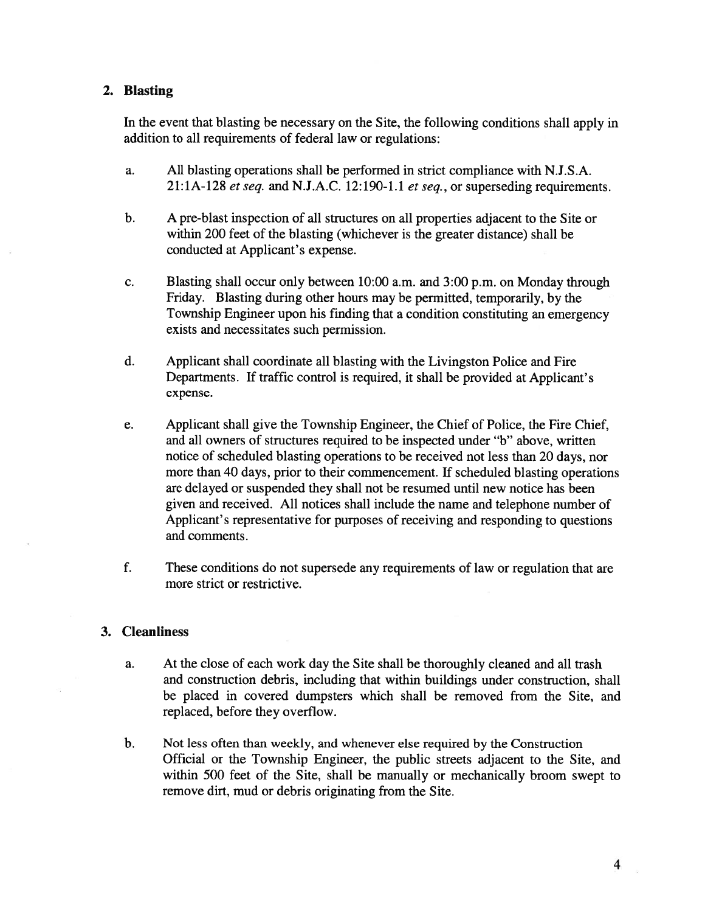## 2. Blasting

In the event that blasting be necessary on the Site, the following conditions shall apply in addition to all requirements of federal law or regulations:

a. All blasting operations shall be performed in strict compliance with N.J.S.A. 21:1A-128 *et seq.* and N.J.A.C. 12:190-1.1 *et seq.*, or superseding requirements.

b. A pre-blast inspection of all structures on all properties adjacent to the Site or within 200 feet of the blasting (whichever is the greater distance) shall be conducted at Applicant's expense.

c. Blasting shall occur only between 10:00 a.m. and 3:00 p.m. on Monday through Friday. Blasting during other hours may be permitted, temporarily, by the Township Engineer upon his finding that a condition constituting an emergency exists and necessitates such permission.

d. Applicant shall coordinate all blasting with the Livingston Police and Fire Departments. If traffic control is required, it shall be provided at Applicant's expense.

e. Applicant shall give the Township Engineer, the Chief of Police, the Fire Chief, and all owners of structures required to be inspected under "b" above, written notice of scheduled blasting operations to be received not less than 20 days, nor more than 40 days, prior to their commencement. If scheduled blasting operations are delayed or suspended they shall not be resumed until new notice has been given and received. All notices shall include the name and telephone number of Applicant's representative for purposes of receiving and responding to questions and comments.

f. These conditions do not supersede any requirements of law or regulation that are more strict or restrictive.

## 3. Cleanliness

a. At the close of each work day the Site shall be thoroughly cleaned and all trash and construction debris, including that within buildings under construction, shall be placed in covered dumpsters which shall be removed from the Site, and replaced, before they overflow.

b. Not less often than weekly, and whenever else required by the Construction Official or the Township Engineer, the public streets adjacent to the Site, and within 500 feet of the Site, shall be manually or mechanically broom swept to remove dirt, mud or debris originating from the Site.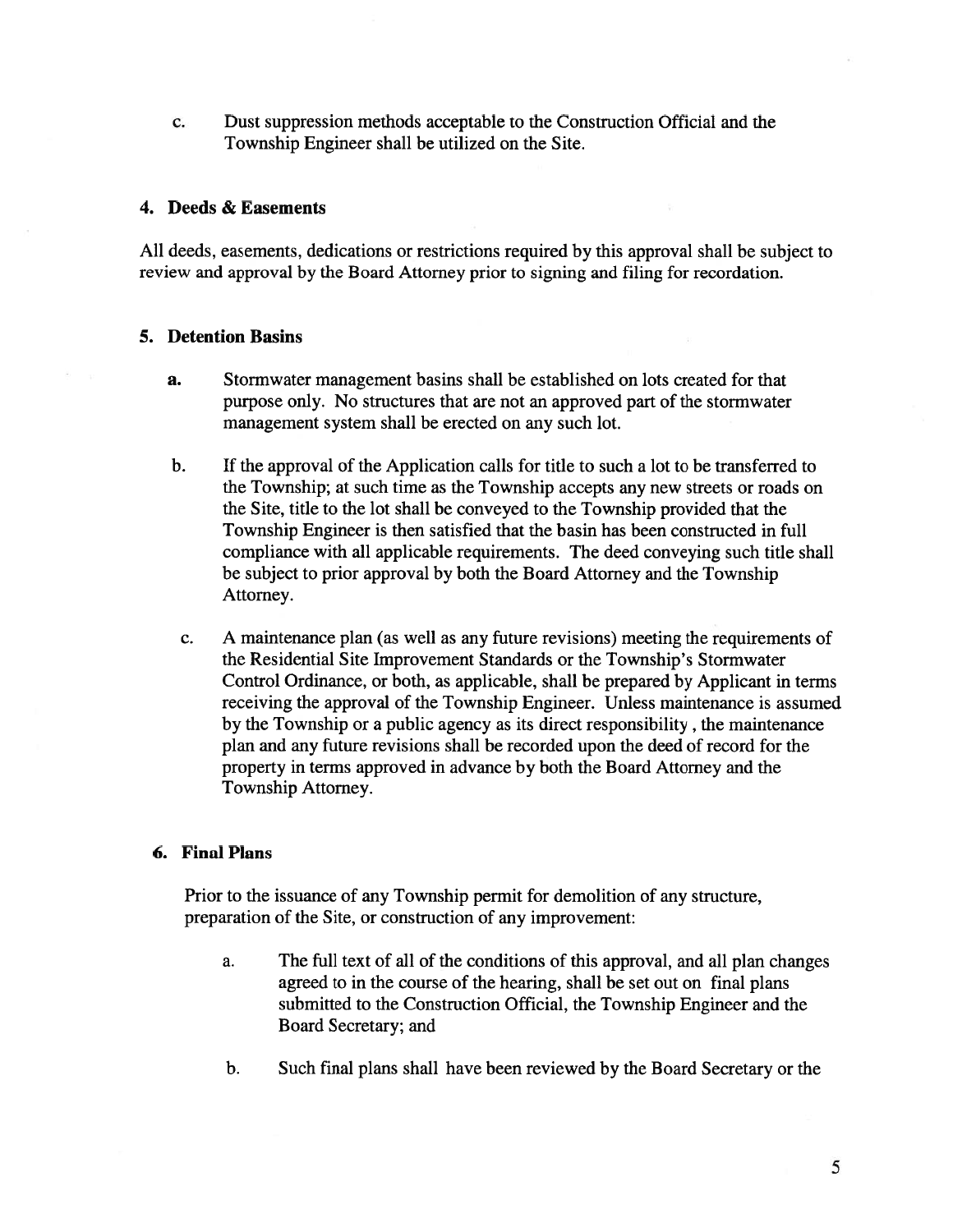c. Dust suppression methods acceptable to the Construction Official and the Township Engineer shall be utilized on the Site.

### 4. Deeds & Easements

All deeds, easements, dedications or restrictions required by this approval shall be subject to review and approval by the Board Attorney prior to signing and filing for recordation.

### 5. Detention Basins

**a.** Stormwater management basins shall be established on lots created for that purpose only. No structures that are not an approved part of the stormwater management system shall be erected on any such lot.

b. If the approval of the Application calls for title to such a lot to be transferred to the Township; at such time as the Township accepts any new streets or roads on the Site, title to the lot shall be conveyed to the Township provided that the Township Engineer is then satisfied that the basin has been constructed in full compliance with all applicable requirements. The deed conveying such title shall be subject to prior approval by both the Board Attorney and the Township Attorney.

c. A maintenance plan (as well as any future revisions) meeting the requirements of the Residential Site Improvement Standards or the Township's Stormwater Control Ordinance, or both, as applicable, shall be prepared by Applicant in terms receiving the approval of the Township Engineer. Unless maintenance is assumed by the Township or a public agency as its direct responsibility , the maintenance plan and any future revisions shall be recorded upon the deed of record for the property in terms approved in advance by both the Board Attorney and the Township Attorney.

### 6. Final Plans

Prior to the issuance of any Township permit for demolition of any structure, preparation of the Site, or construction of any improvement:

a. The full text of all of the conditions of this approval, and all plan changes agreed to in the course of the hearing, shall be set out on final plans submitted to the Construction Official, the Township Engineer and the Board Secretary; and

b. Such final plans shall have been reviewed by the Board Secretary or the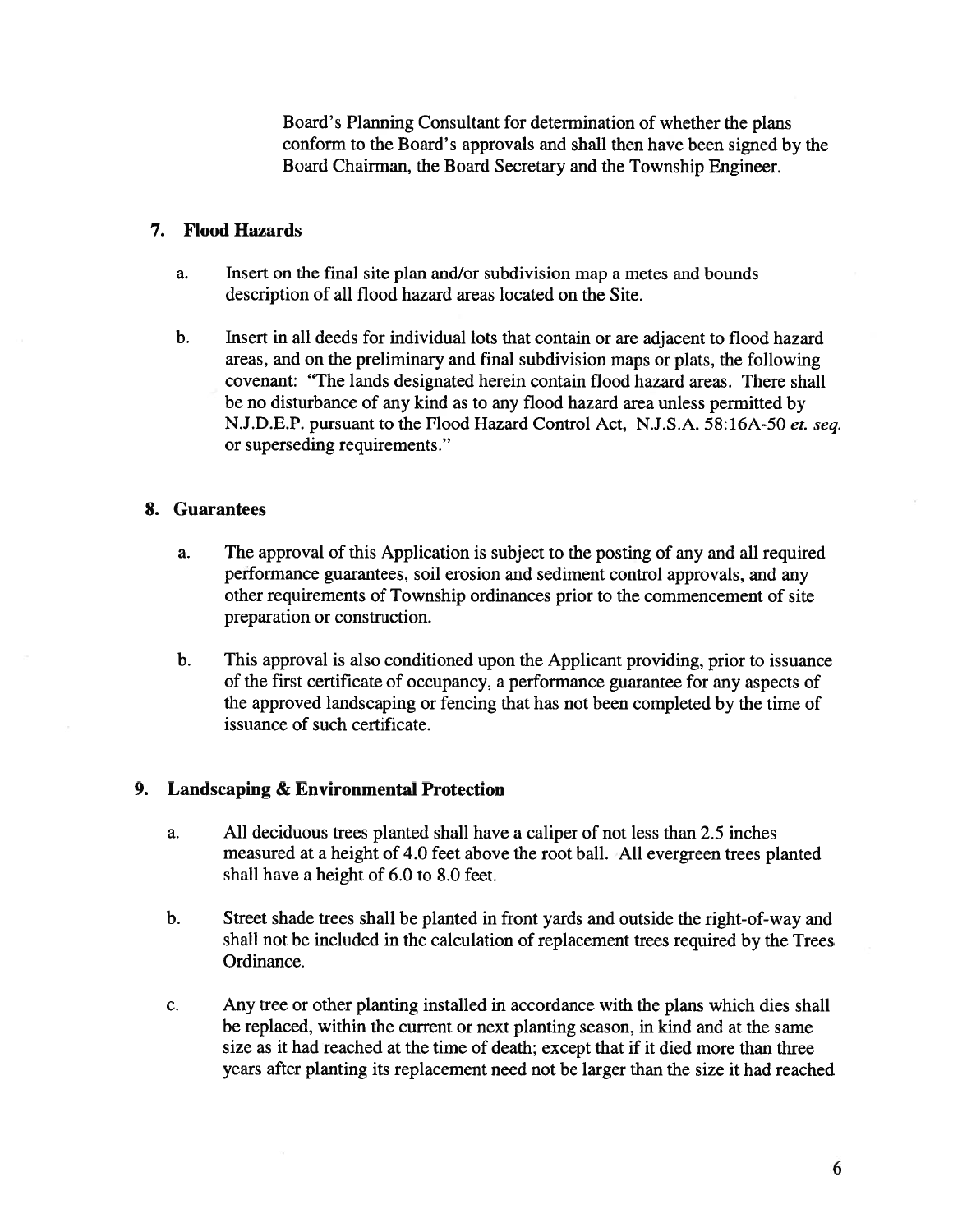Board's Planning Consultant for determination of whether the plans conform to the Board's approvals and shall then have been signed by the Board Chairman, the Board Secretary and the Township Engineer.

### 7. Flood Hazards

a. Insert on the final site plan and/or subdivision map a metes and bounds description of all flood hazard areas located on the Site.

b. Insert in all deeds for individual lots that contain or are adjacent to flood hazard areas, and on the preliminary and final subdivision maps or plats, the following covenant: "The lands designated herein contain flood hazard areas. There shall be no disturbance of any kind as to any flood hazard area unless permitted by N.J.D.E.P. pursuant to the Flood Hazard Control Act, N.J.S.A. 58:16A-50 *et. seq.* or superseding requirements."

### 8. Guarantees

a. The approval of this Application is subject to the posting of any and all required performance guarantees, soil erosion and sediment control approvals, and any other requirements of Township ordinances prior to the commencement of site preparation or construction.

b. This approval is also conditioned upon the Applicant providing, prior to issuance of the first certificate of occupancy, a performance guarantee for any aspects of the approved landscaping or fencing that has not been completed by the time of issuance of such certificate.

### 9. Landscaping & Environmental Protection

a. All deciduous trees planted shall have a caliper of not less than 2.5 inches measured at a height of 4.0 feet above the root ball. All evergreen trees planted shall have a height of 6.0 to 8.0 feet.

b. Street shade trees shall be planted in front yards and outside the right-of-way and shall not be included in the calculation of replacement trees required by the Trees Ordinance.

c. Any tree or other planting installed in accordance with the plans which dies shall be replaced, within the current or next planting season, in kind and at the same size as it had reached at the time of death; except that if it died more than three years after planting its replacement need not be larger than the size it had reached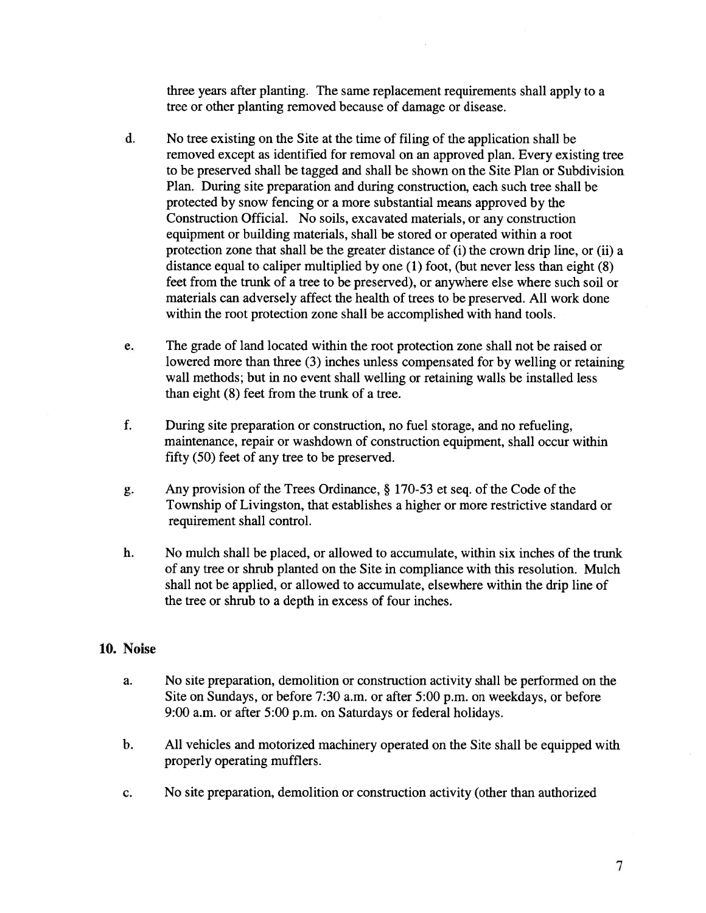three years after planting. The same replacement requirements shall apply to a tree or other planting removed because of damage or disease.

d. No tree existing on the Site at the time of filing of the application shall be removed except as identified for removal on an approved plan. Every existing tree to be preserved shall be tagged and shall be shown on the Site Plan or Subdivision Plan. During site preparation and during construction, each such tree shall be protected by snow fencing or a more substantial means approved by the Construction Official. No soils, excavated materials, or any construction equipment or building materials, shall be stored or operated within a root protection zone that shall be the greater distance of (i) the crown drip line, or (ii) a distance equal to caliper multiplied by one (1) foot, (but never less than eight (8) feet from the trunk of a tree to be preserved), or anywhere else where such soil or materials can adversely affect the health of trees to be preserved. All work done within the root protection zone shall be accomplished with hand tools.

e. The grade of land located within the root protection zone shall not be raised or lowered more than three (3) inches unless compensated for by welling or retaining wall methods; but in no event shall welling or retaining walls be installed less than eight (8) feet from the trunk of a tree.

f. During site preparation or construction, no fuel storage, and no refueling, maintenance, repair or washdown of construction equipment, shall occur within fifty (50) feet of any tree to be preserved.

g. Any provision of the Trees Ordinance, § 170-53 et seq. of the Code of the Township of Livingston, that establishes a higher or more restrictive standard or requirement shall control.

h. No mulch shall be placed, or allowed to accumulate, within six inches of the trunk of any tree or shrub planted on the Site in compliance with this resolution. Mulch shall not be applied, or allowed to accumulate, elsewhere within the drip line of the tree or shrub to a depth in excess of four inches.

**10. Noise**

a. No site preparation, demolition or construction activity shall be performed on the Site on Sundays, or before 7:30 a.m. or after 5:00 p.m. on weekdays, or before 9:00 a.m. or after 5:00 p.m. on Saturdays or federal holidays.

b. All vehicles and motorized machinery operated on the Site shall be equipped with properly operating mufflers.

c. No site preparation, demolition or construction activity (other than authorized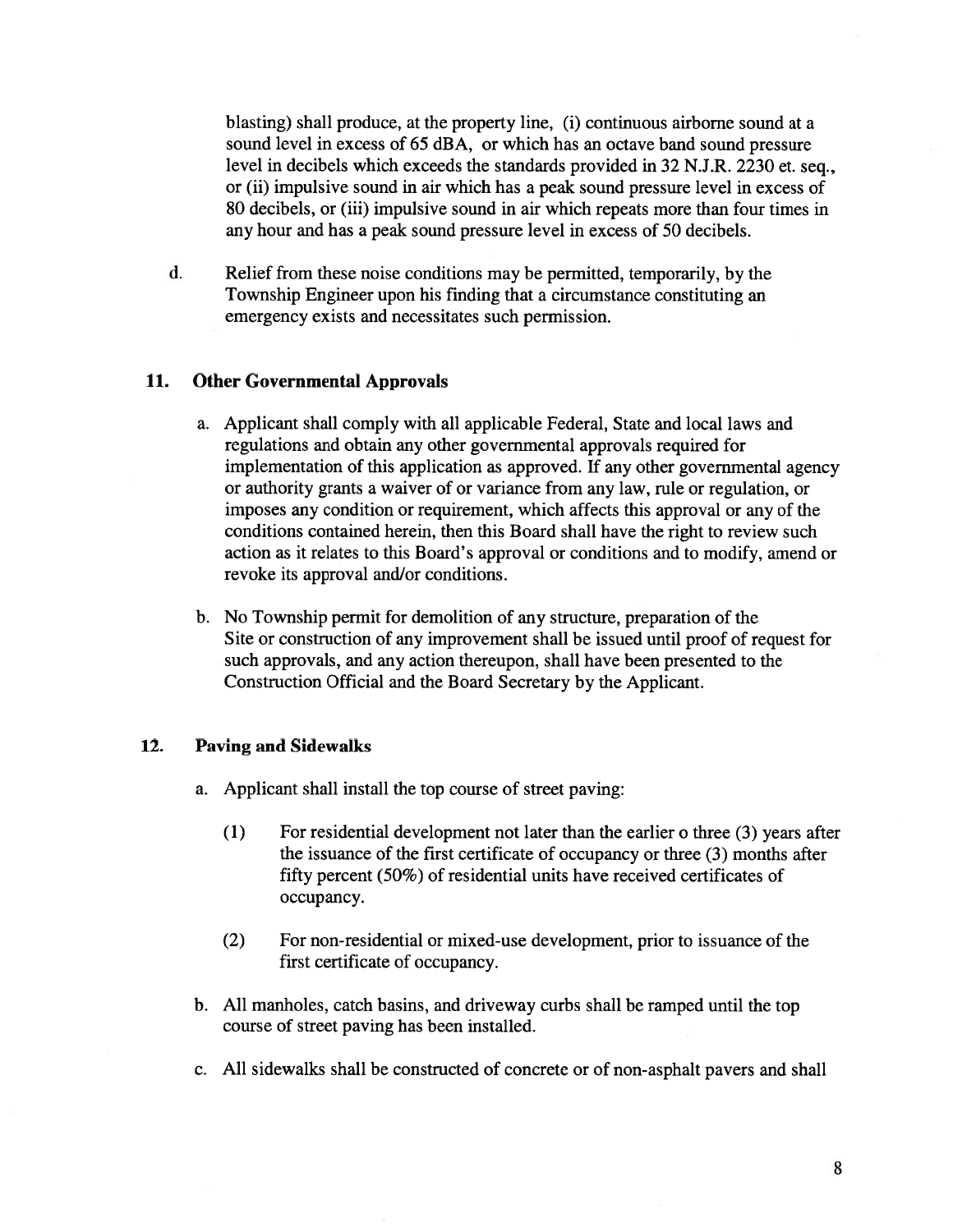blasting) shall produce, at the property line, (i) continuous airborne sound at a sound level in excess of 65 dBA, or which has an octave band sound pressure level in decibels which exceeds the standards provided in 32 N.J.R. 2230 et. seq., or (ii) impulsive sound in air which has a peak sound pressure level in excess of 80 decibels, or (iii) impulsive sound in air which repeats more than four times in any hour and has a peak sound pressure level in excess of 50 decibels.

d. Relief from these noise conditions may be permitted, temporarily, by the Township Engineer upon his finding that a circumstance constituting an emergency exists and necessitates such permission.

### 11. Other Governmental Approvals

a. Applicant shall comply with all applicable Federal, State and local laws and regulations and obtain any other governmental approvals required for implementation of this application as approved. If any other governmental agency or authority grants a waiver of or variance from any law, rule or regulation, or imposes any condition or requirement, which affects this approval or any of the conditions contained herein, then this Board shall have the right to review such action as it relates to this Board's approval or conditions and to modify, amend or revoke its approval and/or conditions.

b. No Township permit for demolition of any structure, preparation of the Site or construction of any improvement shall be issued until proof of request for such approvals, and any action thereupon, shall have been presented to the Construction Official and the Board Secretary by the Applicant.

### 12. Paving and Sidewalks

a. Applicant shall install the top course of street paving:

(1) For residential development not later than the earlier o three (3) years after the issuance of the first certificate of occupancy or three (3) months after fifty percent (50%) of residential units have received certificates of occupancy.

(2) For non-residential or mixed-use development, prior to issuance of the first certificate of occupancy.

b. All manholes, catch basins, and driveway curbs shall be ramped until the top course of street paving has been installed.

c. All sidewalks shall be constructed of concrete or of non-asphalt pavers and shall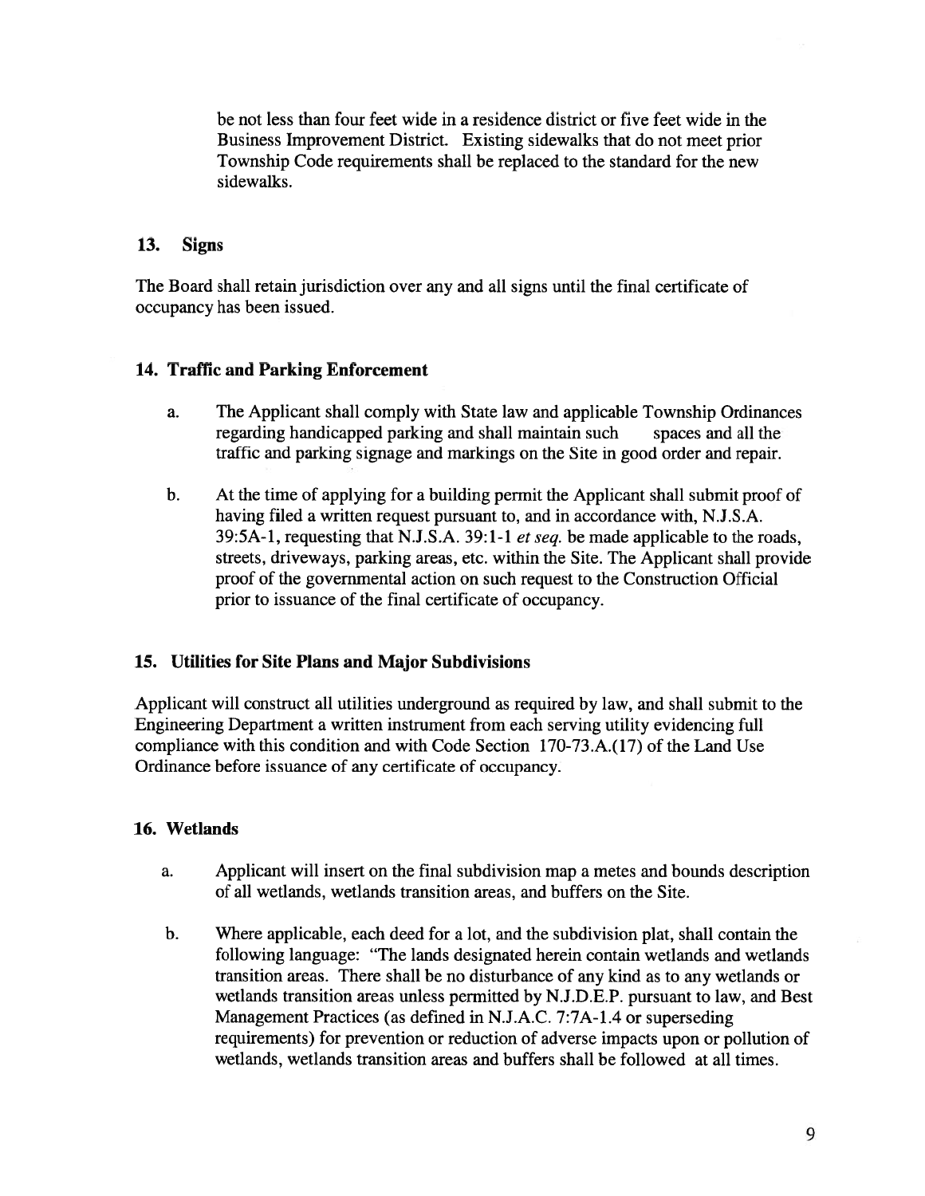be not less than four feet wide in a residence district or five feet wide in the Business Improvement District. Existing sidewalks that do not meet prior Township Code requirements shall be replaced to the standard for the new sidewalks.

## 13. Signs

The Board shall retain jurisdiction over any and all signs until the final certificate of occupancy has been issued.

## 14. Traffic and Parking Enforcement

a. The Applicant shall comply with State law and applicable Township Ordinances regarding handicapped parking and shall maintain such spaces and all the traffic and parking signage and markings on the Site in good order and repair.

b. At the time of applying for a building permit the Applicant shall submit proof of having filed a written request pursuant to, and in accordance with, N.J.S.A. 39:5A-1, requesting that N.J.S.A. 39:1-1 *et seq.* be made applicable to the roads, streets, driveways, parking areas, etc. within the Site. The Applicant shall provide proof of the governmental action on such request to the Construction Official prior to issuance of the final certificate of occupancy.

## 15. Utilities for Site Plans and Major Subdivisions

Applicant will construct all utilities underground as required by law, and shall submit to the Engineering Department a written instrument from each serving utility evidencing full compliance with this condition and with Code Section 170-73.A.(17) of the Land Use Ordinance before issuance of any certificate of occupancy.

## 16. Wetlands

a. Applicant will insert on the final subdivision map a metes and bounds description of all wetlands, wetlands transition areas, and buffers on the Site.

b. Where applicable, each deed for a lot, and the subdivision plat, shall contain the following language: "The lands designated herein contain wetlands and wetlands transition areas. There shall be no disturbance of any kind as to any wetlands or wetlands transition areas unless permitted by N.J.D.E.P. pursuant to law, and Best Management Practices (as defined in N.J.A.C. 7:7A-1.4 or superseding requirements) for prevention or reduction of adverse impacts upon or pollution of wetlands, wetlands transition areas and buffers shall be followed at all times.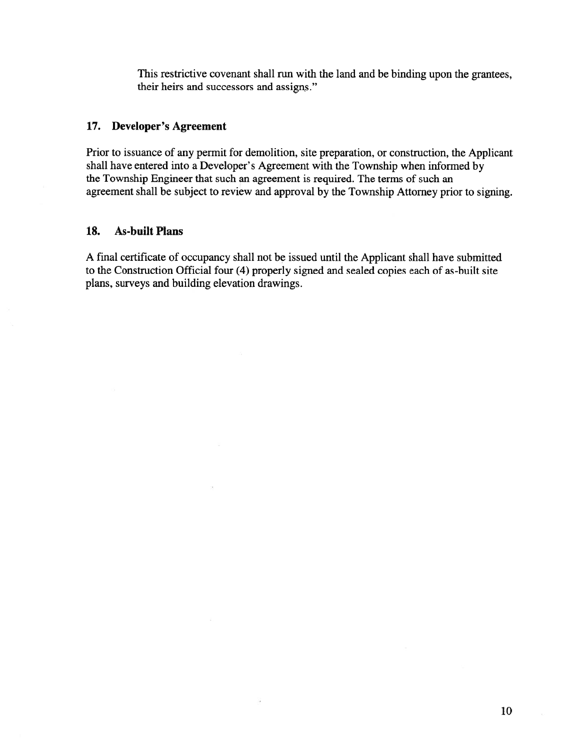This restrictive covenant shall run with the land and be binding upon the grantees, their heirs and successors and assigns."

## 17. Developer's Agreement

Prior to issuance of any permit for demolition, site preparation, or construction, the Applicant shall have entered into a Developer's Agreement with the Township when informed by the Township Engineer that such an agreement is required. The terms of such an agreement shall be subject to review and approval by the Township Attorney prior to signing.

## 18. As-built Plans

A final certificate of occupancy shall not be issued until the Applicant shall have submitted to the Construction Official four (4) properly signed and sealed copies each of as-built site plans, surveys and building elevation drawings.